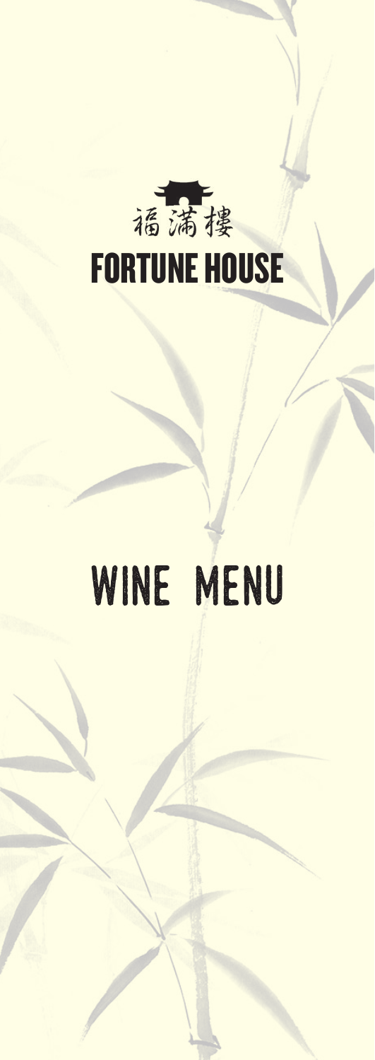福滿樓

# FORTUNE HOUSE

# WINE MENU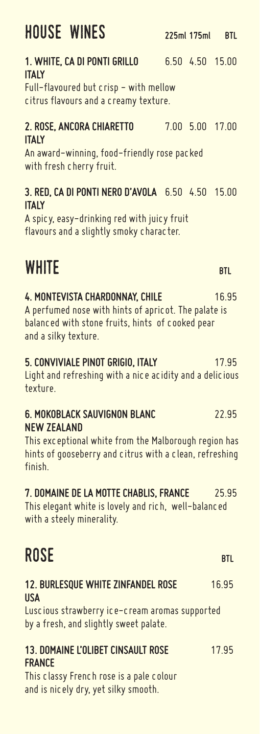## HOUSE WINES

| | 225ml | 175ml | BTL |
|---|---|---|---|
| **1. WHITE, CA DI PONTI GRILLO ITALY**<br>Full-flavoured but crisp - with mellow citrus flavours and a creamy texture. | 6.50 | 4.50 | 15.00 |
| **2. ROSE, ANCORA CHIARETTO ITALY**<br>An award-winning, food-friendly rose packed with fresh cherry fruit. | 7.00 | 5.00 | 17.00 |
| **3. RED, CA DI PONTI NERO D'AVOLA ITALY**<br>A spicy, easy-drinking red with juicy fruit flavours and a slightly smoky character. | 6.50 | 4.50 | 15.00 |

## WHITE

| | BTL |
|---|---|
| **4. MONTEVISTA CHARDONNAY, CHILE**<br>A perfumed nose with hints of apricot. The palate is balanced with stone fruits, hints of cooked pear and a silky texture. | 16.95 |
| **5. CONVIVIALE PINOT GRIGIO, ITALY**<br>Light and refreshing with a nice acidity and a delicious texture. | 17.95 |
| **6. MOKOBLACK SAUVIGNON BLANC NEW ZEALAND**<br>This exceptional white from the Malborough region has hints of gooseberry and citrus with a clean, refreshing finish. | 22.95 |
| **7. DOMAINE DE LA MOTTE CHABLIS, FRANCE**<br>This elegant white is lovely and rich, well-balanced with a steely minerality. | 25.95 |

## ROSE

| | BTL |
|---|---|
| **12. BURLESQUE WHITE ZINFANDEL ROSE USA**<br>Luscious strawberry ice-cream aromas supported by a fresh, and slightly sweet palate. | 16.95 |
| **13. DOMAINE L'OLIBET CINSAULT ROSE FRANCE**<br>This classy French rose is a pale colour and is nicely dry, yet silky smooth. | 17.95 |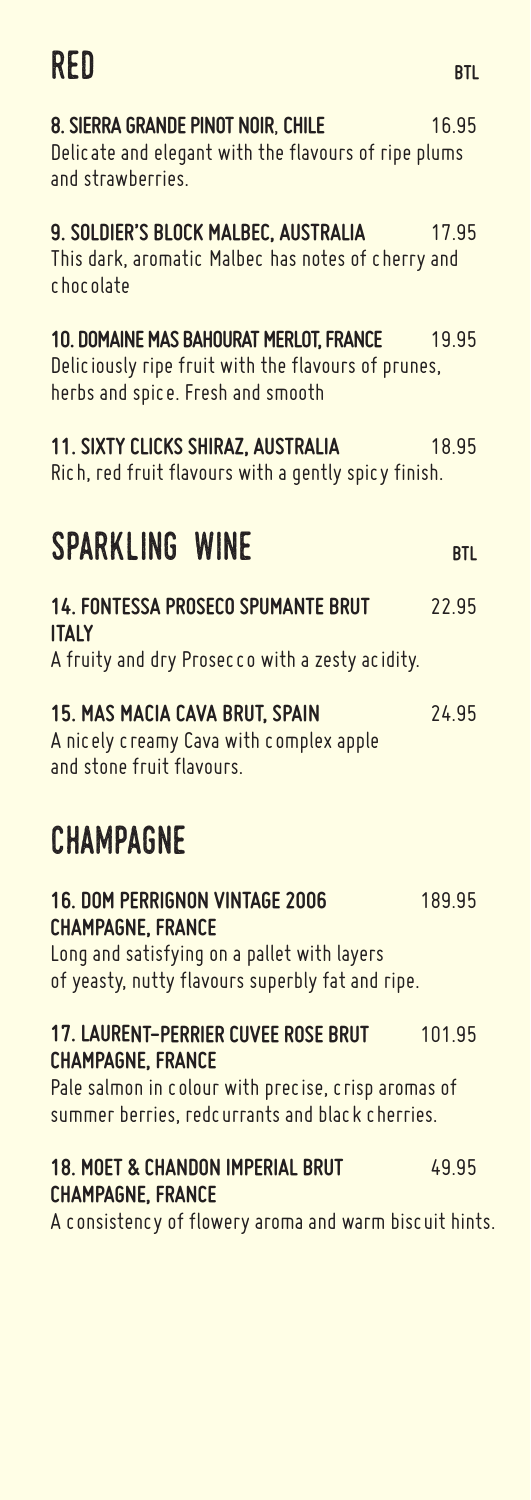## RED

**BTL**

**8. SIERRA GRANDE PINOT NOIR, CHILE** 16.95
Delicate and elegant with the flavours of ripe plums and strawberries.

**9. SOLDIER'S BLOCK MALBEC, AUSTRALIA** 17.95
This dark, aromatic Malbec has notes of cherry and chocolate

**10. DOMAINE MAS BAHOURAT MERLOT, FRANCE** 19.95
Deliciously ripe fruit with the flavours of prunes, herbs and spice. Fresh and smooth

**11. SIXTY CLICKS SHIRAZ, AUSTRALIA** 18.95
Rich, red fruit flavours with a gently spicy finish.

## SPARKLING WINE

**BTL**

**14. FONTESSA PROSECO SPUMANTE BRUT ITALY** 22.95
A fruity and dry Prosecco with a zesty acidity.

**15. MAS MACIA CAVA BRUT, SPAIN** 24.95
A nicely creamy Cava with complex apple and stone fruit flavours.

## CHAMPAGNE

**16. DOM PERRIGNON VINTAGE 2006 CHAMPAGNE, FRANCE** 189.95
Long and satisfying on a pallet with layers of yeasty, nutty flavours superbly fat and ripe.

**17. LAURENT-PERRIER CUVEE ROSE BRUT CHAMPAGNE, FRANCE** 101.95
Pale salmon in colour with precise, crisp aromas of summer berries, redcurrants and black cherries.

**18. MOET & CHANDON IMPERIAL BRUT CHAMPAGNE, FRANCE** 49.95
A consistency of flowery aroma and warm biscuit hints.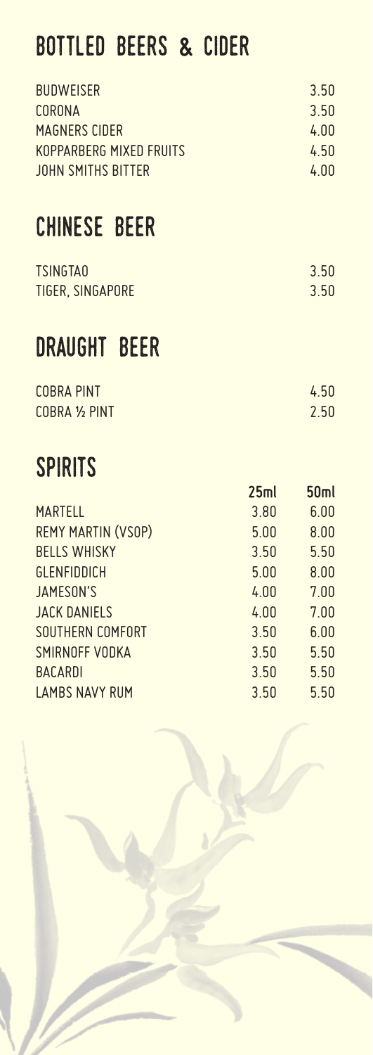## BOTTLED BEERS & CIDER

| | |
|---|---|
| BUDWEISER | 3.50 |
| CORONA | 3.50 |
| MAGNERS CIDER | 4.00 |
| KOPPARBERG MIXED FRUITS | 4.50 |
| JOHN SMITHS BITTER | 4.00 |

## CHINESE BEER

| | |
|---|---|
| TSINGTAO | 3.50 |
| TIGER, SINGAPORE | 3.50 |

## DRAUGHT BEER

| | |
|---|---|
| COBRA PINT | 4.50 |
| COBRA ½ PINT | 2.50 |

## SPIRITS

| | 25ml | 50ml |
|---|---|---|
| MARTELL | 3.80 | 6.00 |
| REMY MARTIN (VSOP) | 5.00 | 8.00 |
| BELLS WHISKY | 3.50 | 5.50 |
| GLENFIDDICH | 5.00 | 8.00 |
| JAMESON'S | 4.00 | 7.00 |
| JACK DANIELS | 4.00 | 7.00 |
| SOUTHERN COMFORT | 3.50 | 6.00 |
| SMIRNOFF VODKA | 3.50 | 5.50 |
| BACARDI | 3.50 | 5.50 |
| LAMBS NAVY RUM | 3.50 | 5.50 |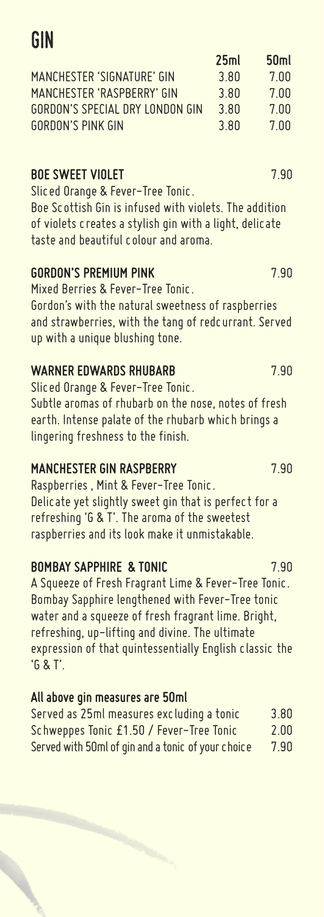# GIN

| | 25ml | 50ml |
|---|---|---|
| MANCHESTER 'SIGNATURE' GIN | 3.80 | 7.00 |
| MANCHESTER 'RASPBERRY' GIN | 3.80 | 7.00 |
| GORDON'S SPECIAL DRY LONDON GIN | 3.80 | 7.00 |
| GORDON'S PINK GIN | 3.80 | 7.00 |

**BOE SWEET VIOLET** 7.90

Sliced Orange & Fever-Tree Tonic.
Boe Scottish Gin is infused with violets. The addition of violets creates a stylish gin with a light, delicate taste and beautiful colour and aroma.

**GORDON'S PREMIUM PINK** 7.90

Mixed Berries & Fever-Tree Tonic.
Gordon's with the natural sweetness of raspberries and strawberries, with the tang of redcurrant. Served up with a unique blushing tone.

**WARNER EDWARDS RHUBARB** 7.90

Sliced Orange & Fever-Tree Tonic.
Subtle aromas of rhubarb on the nose, notes of fresh earth. Intense palate of the rhubarb which brings a lingering freshness to the finish.

**MANCHESTER GIN RASPBERRY** 7.90

Raspberries , Mint & Fever-Tree Tonic.
Delicate yet slightly sweet gin that is perfect for a refreshing 'G & T'. The aroma of the sweetest raspberries and its look make it unmistakable.

**BOMBAY SAPPHIRE & TONIC** 7.90

A Squeeze of Fresh Fragrant Lime & Fever-Tree Tonic.
Bombay Sapphire lengthened with Fever-Tree tonic water and a squeeze of fresh fragrant lime. Bright, refreshing, up-lifting and divine. The ultimate expression of that quintessentially English classic the 'G & T'.

**All above gin measures are 50ml**

| | |
|---|---|
| Served as 25ml measures excluding a tonic | 3.80 |
| Schweppes Tonic £1.50 / Fever-Tree Tonic | 2.00 |
| Served with 50ml of gin and a tonic of your choice | 7.90 |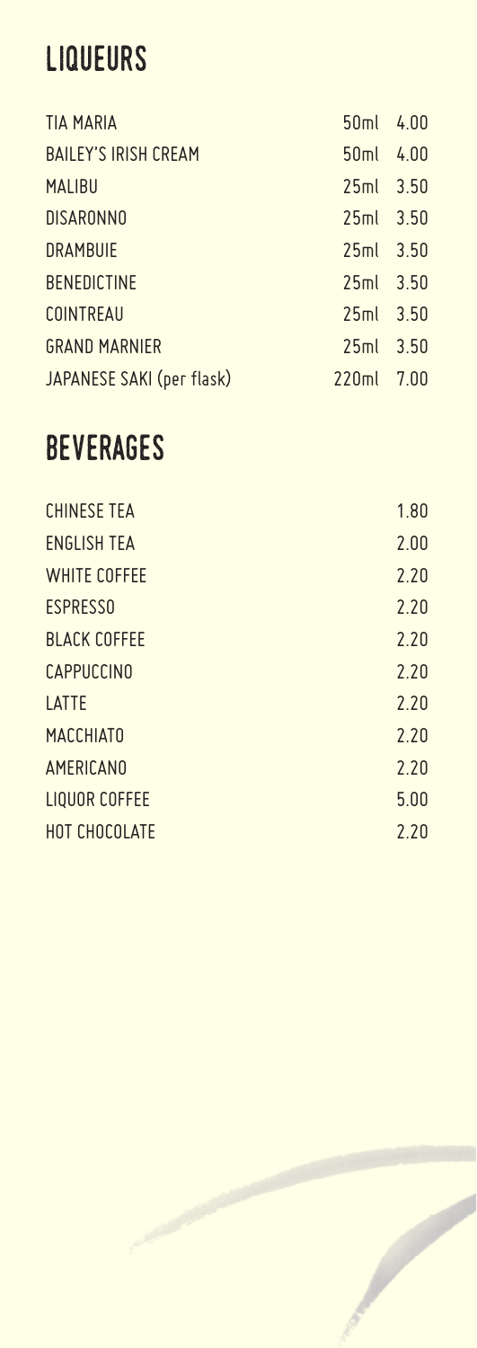# LIQUEURS

| | | |
|---|---|---|
| TIA MARIA | 50ml | 4.00 |
| BAILEY'S IRISH CREAM | 50ml | 4.00 |
| MALIBU | 25ml | 3.50 |
| DISARONNO | 25ml | 3.50 |
| DRAMBUIE | 25ml | 3.50 |
| BENEDICTINE | 25ml | 3.50 |
| COINTREAU | 25ml | 3.50 |
| GRAND MARNIER | 25ml | 3.50 |
| JAPANESE SAKI (per flask) | 220ml | 7.00 |

# BEVERAGES

| | |
|---|---|
| CHINESE TEA | 1.80 |
| ENGLISH TEA | 2.00 |
| WHITE COFFEE | 2.20 |
| ESPRESSO | 2.20 |
| BLACK COFFEE | 2.20 |
| CAPPUCCINO | 2.20 |
| LATTE | 2.20 |
| MACCHIATO | 2.20 |
| AMERICANO | 2.20 |
| LIQUOR COFFEE | 5.00 |
| HOT CHOCOLATE | 2.20 |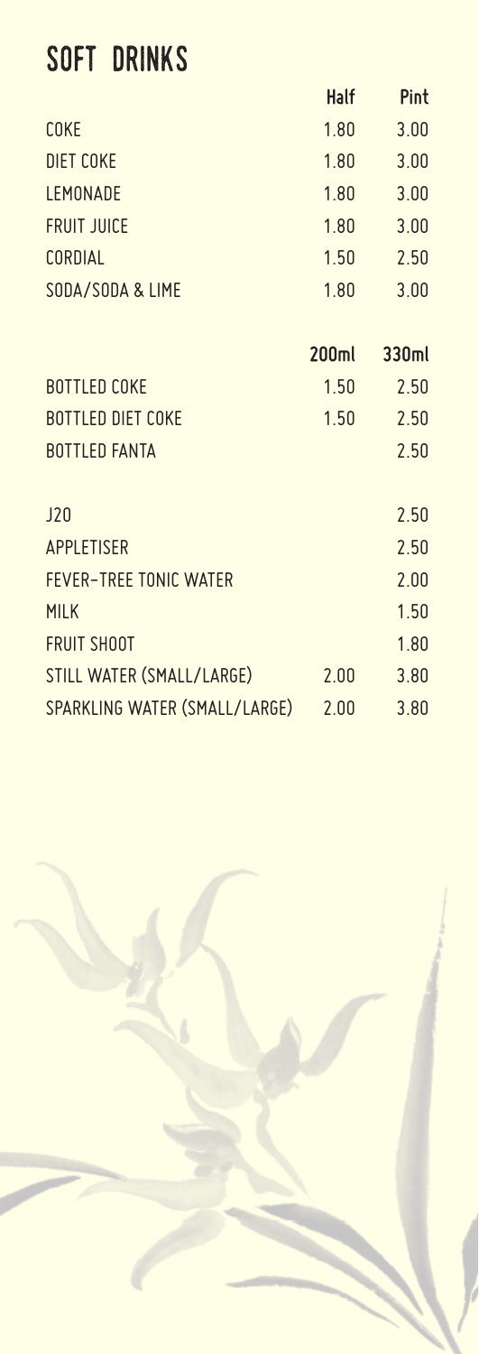# SOFT DRINKS

| | Half | Pint |
|---|---|---|
| COKE | 1.80 | 3.00 |
| DIET COKE | 1.80 | 3.00 |
| LEMONADE | 1.80 | 3.00 |
| FRUIT JUICE | 1.80 | 3.00 |
| CORDIAL | 1.50 | 2.50 |
| SODA/SODA & LIME | 1.80 | 3.00 |

| | 200ml | 330ml |
|---|---|---|
| BOTTLED COKE | 1.50 | 2.50 |
| BOTTLED DIET COKE | 1.50 | 2.50 |
| BOTTLED FANTA | | 2.50 |

| | | |
|---|---|---|
| J20 | | 2.50 |
| APPLETISER | | 2.50 |
| FEVER-TREE TONIC WATER | | 2.00 |
| MILK | | 1.50 |
| FRUIT SHOOT | | 1.80 |
| STILL WATER (SMALL/LARGE) | 2.00 | 3.80 |
| SPARKLING WATER (SMALL/LARGE) | 2.00 | 3.80 |